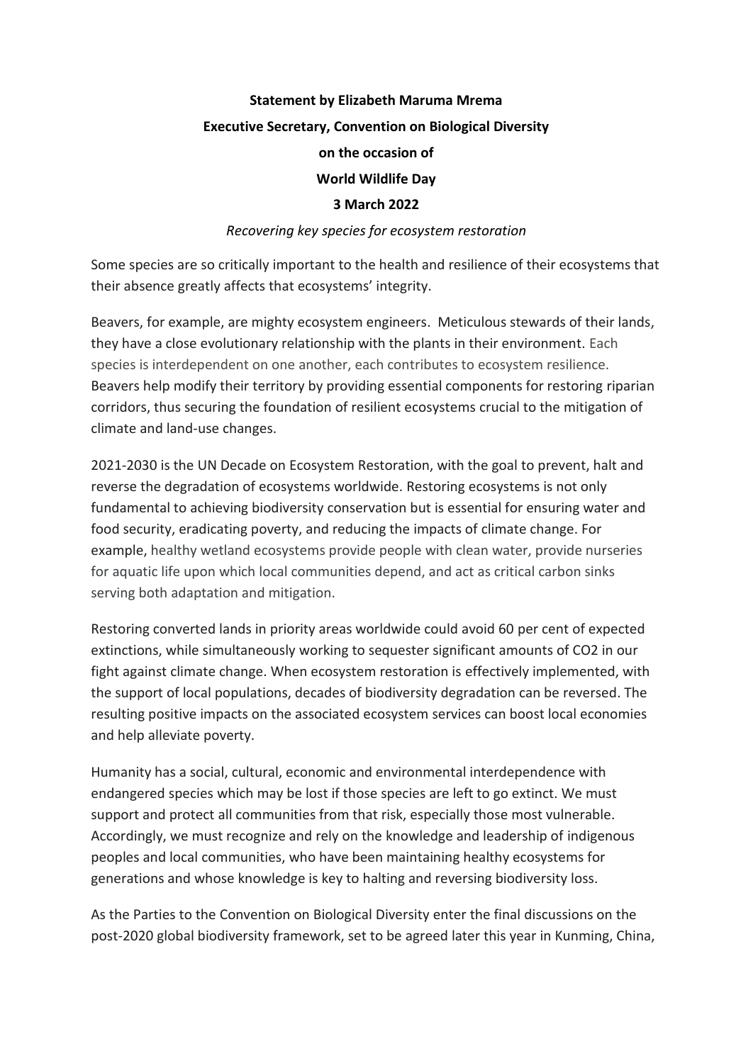**Statement by Elizabeth Maruma Mrema**

**Executive Secretary, Convention on Biological Diversity**

**on the occasion of**

**World Wildlife Day**

**3 March 2022**

*Recovering key species for ecosystem restoration*

Some species are so critically important to the health and resilience of their ecosystems that their absence greatly affects that ecosystems' integrity.

Beavers, for example, are mighty ecosystem engineers. Meticulous stewards of their lands, they have a close evolutionary relationship with the plants in their environment. Each species is interdependent on one another, each contributes to ecosystem resilience. Beavers help modify their territory by providing essential components for restoring riparian corridors, thus securing the foundation of resilient ecosystems crucial to the mitigation of climate and land-use changes.

2021-2030 is the UN Decade on Ecosystem Restoration, with the goal to prevent, halt and reverse the degradation of ecosystems worldwide. Restoring ecosystems is not only fundamental to achieving biodiversity conservation but is essential for ensuring water and food security, eradicating poverty, and reducing the impacts of climate change. For example, healthy wetland ecosystems provide people with clean water, provide nurseries for aquatic life upon which local communities depend, and act as critical carbon sinks serving both adaptation and mitigation.

Restoring converted lands in priority areas worldwide could avoid 60 per cent of expected extinctions, while simultaneously working to sequester significant amounts of $CO_2$ in our fight against climate change. When ecosystem restoration is effectively implemented, with the support of local populations, decades of biodiversity degradation can be reversed. The resulting positive impacts on the associated ecosystem services can boost local economies and help alleviate poverty.

Humanity has a social, cultural, economic and environmental interdependence with endangered species which may be lost if those species are left to go extinct. We must support and protect all communities from that risk, especially those most vulnerable. Accordingly, we must recognize and rely on the knowledge and leadership of indigenous peoples and local communities, who have been maintaining healthy ecosystems for generations and whose knowledge is key to halting and reversing biodiversity loss.

As the Parties to the Convention on Biological Diversity enter the final discussions on the post-2020 global biodiversity framework, set to be agreed later this year in Kunming, China,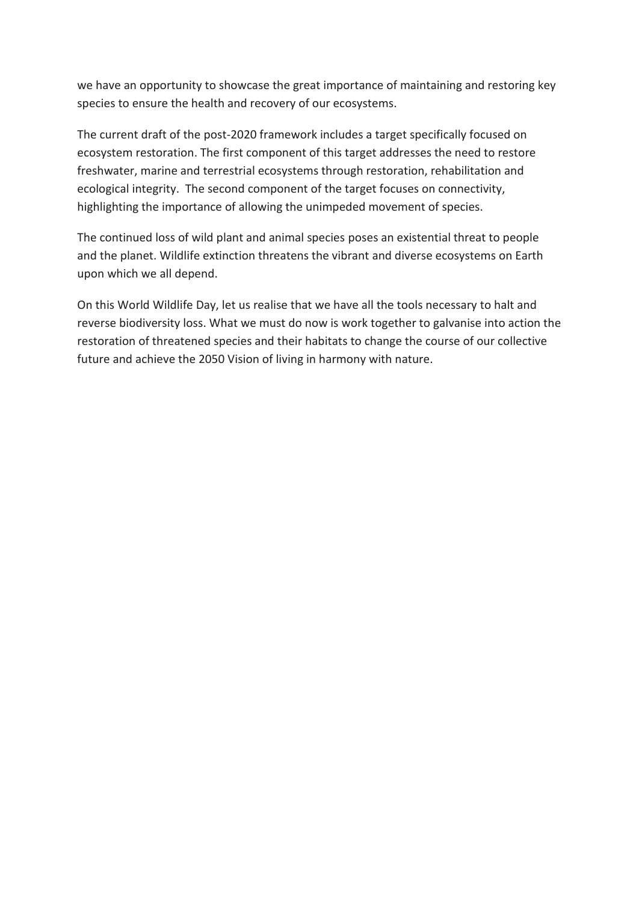we have an opportunity to showcase the great importance of maintaining and restoring key species to ensure the health and recovery of our ecosystems.

The current draft of the post-2020 framework includes a target specifically focused on ecosystem restoration. The first component of this target addresses the need to restore freshwater, marine and terrestrial ecosystems through restoration, rehabilitation and ecological integrity. The second component of the target focuses on connectivity, highlighting the importance of allowing the unimpeded movement of species.

The continued loss of wild plant and animal species poses an existential threat to people and the planet. Wildlife extinction threatens the vibrant and diverse ecosystems on Earth upon which we all depend.

On this World Wildlife Day, let us realise that we have all the tools necessary to halt and reverse biodiversity loss. What we must do now is work together to galvanise into action the restoration of threatened species and their habitats to change the course of our collective future and achieve the 2050 Vision of living in harmony with nature.